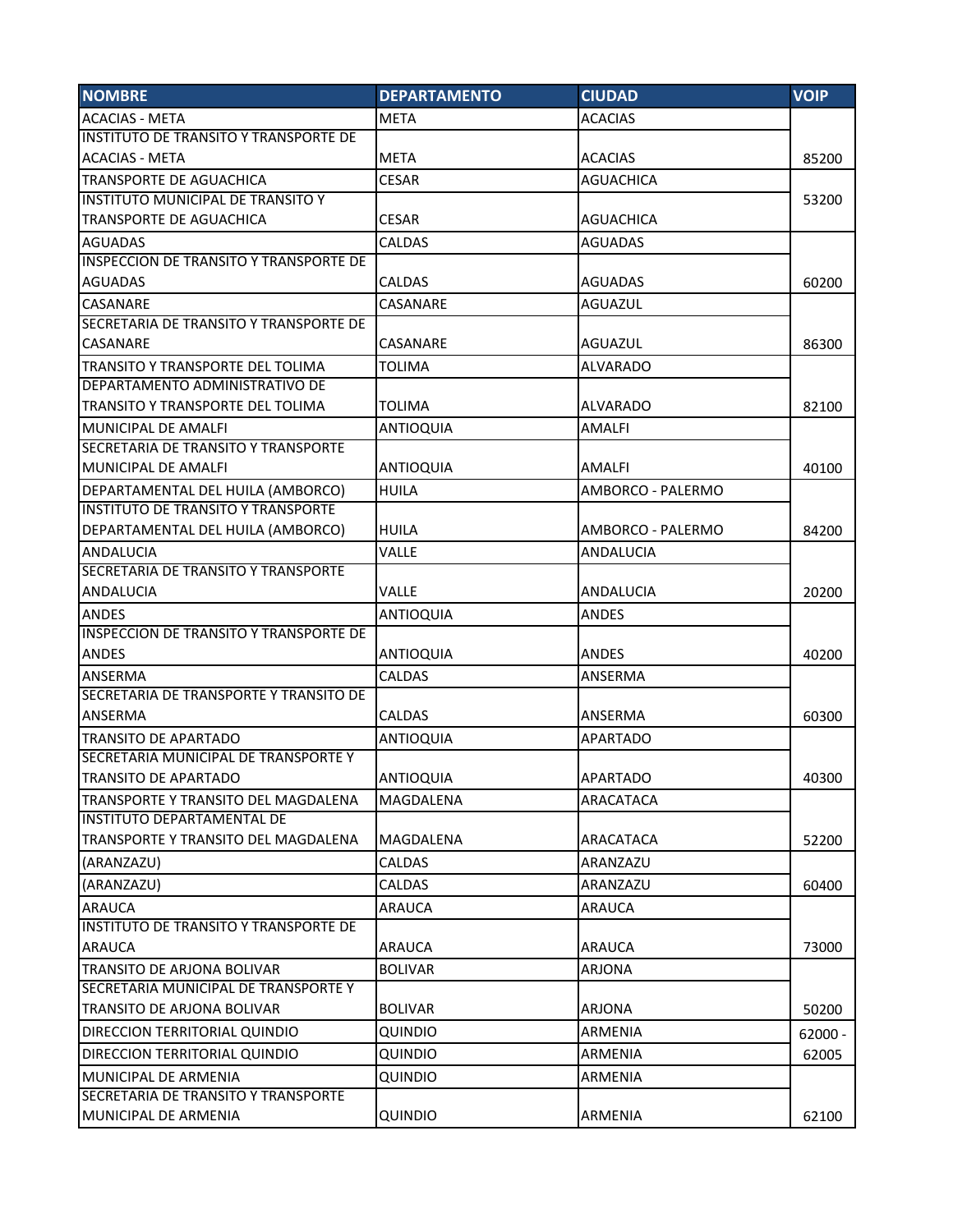| NOMBRE | DEPARTAMENTO | CIUDAD | VOIP |
| --- | --- | --- | --- |
| ACACIAS - META | META | ACACIAS | |
| INSTITUTO DE TRANSITO Y TRANSPORTE DE ACACIAS - META | META | ACACIAS | 85200 |
| TRANSPORTE DE AGUACHICA | CESAR | AGUACHICA | |
| INSTITUTO MUNICIPAL DE TRANSITO Y TRANSPORTE DE AGUACHICA | CESAR | AGUACHICA | 53200 |
| AGUADAS | CALDAS | AGUADAS | |
| INSPECCION DE TRANSITO Y TRANSPORTE DE AGUADAS | CALDAS | AGUADAS | 60200 |
| CASANARE | CASANARE | AGUAZUL | |
| SECRETARIA DE TRANSITO Y TRANSPORTE DE CASANARE | CASANARE | AGUAZUL | 86300 |
| TRANSITO Y TRANSPORTE DEL TOLIMA | TOLIMA | ALVARADO | |
| DEPARTAMENTO ADMINISTRATIVO DE TRANSITO Y TRANSPORTE DEL TOLIMA | TOLIMA | ALVARADO | 82100 |
| MUNICIPAL DE AMALFI | ANTIOQUIA | AMALFI | |
| SECRETARIA DE TRANSITO Y TRANSPORTE MUNICIPAL DE AMALFI | ANTIOQUIA | AMALFI | 40100 |
| DEPARTAMENTAL DEL HUILA (AMBORCO) | HUILA | AMBORCO - PALERMO | |
| INSTITUTO DE TRANSITO Y TRANSPORTE DEPARTAMENTAL DEL HUILA (AMBORCO) | HUILA | AMBORCO - PALERMO | 84200 |
| ANDALUCIA | VALLE | ANDALUCIA | |
| SECRETARIA DE TRANSITO Y TRANSPORTE ANDALUCIA | VALLE | ANDALUCIA | 20200 |
| ANDES | ANTIOQUIA | ANDES | |
| INSPECCION DE TRANSITO Y TRANSPORTE DE ANDES | ANTIOQUIA | ANDES | 40200 |
| ANSERMA | CALDAS | ANSERMA | |
| SECRETARIA DE TRANSPORTE Y TRANSITO DE ANSERMA | CALDAS | ANSERMA | 60300 |
| TRANSITO DE APARTADO | ANTIOQUIA | APARTADO | |
| SECRETARIA MUNICIPAL DE TRANSPORTE Y TRANSITO DE APARTADO | ANTIOQUIA | APARTADO | 40300 |
| TRANSPORTE Y TRANSITO DEL MAGDALENA | MAGDALENA | ARACATACA | |
| INSTITUTO DEPARTAMENTAL DE TRANSPORTE Y TRANSITO DEL MAGDALENA | MAGDALENA | ARACATACA | 52200 |
| (ARANZAZU) | CALDAS | ARANZAZU | |
| (ARANZAZU) | CALDAS | ARANZAZU | 60400 |
| ARAUCA | ARAUCA | ARAUCA | |
| INSTITUTO DE TRANSITO Y TRANSPORTE DE ARAUCA | ARAUCA | ARAUCA | 73000 |
| TRANSITO DE ARJONA BOLIVAR | BOLIVAR | ARJONA | |
| SECRETARIA MUNICIPAL DE TRANSPORTE Y TRANSITO DE ARJONA BOLIVAR | BOLIVAR | ARJONA | 50200 |
| DIRECCION TERRITORIAL QUINDIO | QUINDIO | ARMENIA | 62000 - |
| DIRECCION TERRITORIAL QUINDIO | QUINDIO | ARMENIA | 62005 |
| MUNICIPAL DE ARMENIA | QUINDIO | ARMENIA | |
| SECRETARIA DE TRANSITO Y TRANSPORTE MUNICIPAL DE ARMENIA | QUINDIO | ARMENIA | 62100 |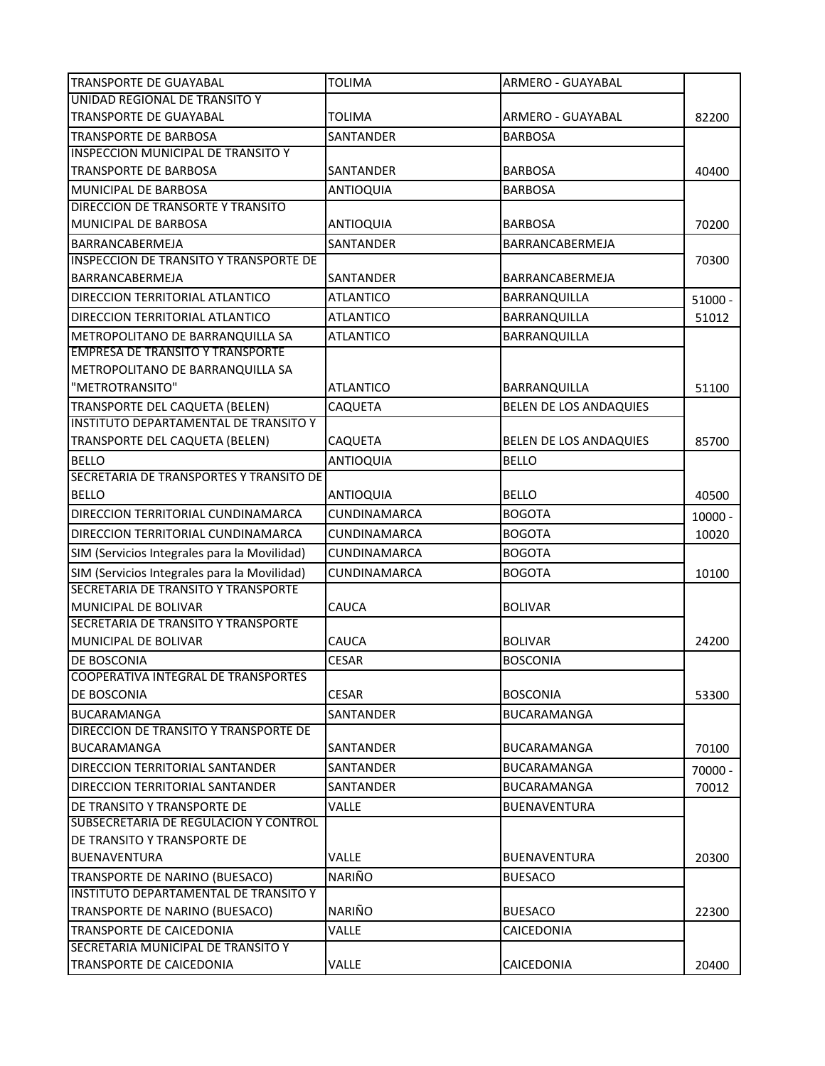| | | | |
|---|---|---|---|
| TRANSPORTE DE GUAYABAL | TOLIMA | ARMERO - GUAYABAL | |
| UNIDAD REGIONAL DE TRANSITO Y TRANSPORTE DE GUAYABAL | TOLIMA | ARMERO - GUAYABAL | 82200 |
| TRANSPORTE DE BARBOSA | SANTANDER | BARBOSA | |
| INSPECCION MUNICIPAL DE TRANSITO Y TRANSPORTE DE BARBOSA | SANTANDER | BARBOSA | 40400 |
| MUNICIPAL DE BARBOSA | ANTIOQUIA | BARBOSA | |
| DIRECCION DE TRANSORTE Y TRANSITO MUNICIPAL DE BARBOSA | ANTIOQUIA | BARBOSA | 70200 |
| BARRANCABERMEJA | SANTANDER | BARRANCABERMEJA | |
| INSPECCION DE TRANSITO Y TRANSPORTE DE BARRANCABERMEJA | SANTANDER | BARRANCABERMEJA | 70300 |
| DIRECCION TERRITORIAL ATLANTICO | ATLANTICO | BARRANQUILLA | 51000 - |
| DIRECCION TERRITORIAL ATLANTICO | ATLANTICO | BARRANQUILLA | 51012 |
| METROPOLITANO DE BARRANQUILLA SA | ATLANTICO | BARRANQUILLA | |
| EMPRESA DE TRANSITO Y TRANSPORTE METROPOLITANO DE BARRANQUILLA SA "METROTRANSITO" | ATLANTICO | BARRANQUILLA | 51100 |
| TRANSPORTE DEL CAQUETA (BELEN) | CAQUETA | BELEN DE LOS ANDAQUIES | |
| INSTITUTO DEPARTAMENTAL DE TRANSITO Y TRANSPORTE DEL CAQUETA (BELEN) | CAQUETA | BELEN DE LOS ANDAQUIES | 85700 |
| BELLO | ANTIOQUIA | BELLO | |
| SECRETARIA DE TRANSPORTES Y TRANSITO DE BELLO | ANTIOQUIA | BELLO | 40500 |
| DIRECCION TERRITORIAL CUNDINAMARCA | CUNDINAMARCA | BOGOTA | 10000 - |
| DIRECCION TERRITORIAL CUNDINAMARCA | CUNDINAMARCA | BOGOTA | 10020 |
| SIM (Servicios Integrales para la Movilidad) | CUNDINAMARCA | BOGOTA | |
| SIM (Servicios Integrales para la Movilidad) | CUNDINAMARCA | BOGOTA | 10100 |
| SECRETARIA DE TRANSITO Y TRANSPORTE MUNICIPAL DE BOLIVAR | CAUCA | BOLIVAR | |
| SECRETARIA DE TRANSITO Y TRANSPORTE MUNICIPAL DE BOLIVAR | CAUCA | BOLIVAR | 24200 |
| DE BOSCONIA | CESAR | BOSCONIA | |
| COOPERATIVA INTEGRAL DE TRANSPORTES DE BOSCONIA | CESAR | BOSCONIA | 53300 |
| BUCARAMANGA | SANTANDER | BUCARAMANGA | |
| DIRECCION DE TRANSITO Y TRANSPORTE DE BUCARAMANGA | SANTANDER | BUCARAMANGA | 70100 |
| DIRECCION TERRITORIAL SANTANDER | SANTANDER | BUCARAMANGA | 70000 - |
| DIRECCION TERRITORIAL SANTANDER | SANTANDER | BUCARAMANGA | 70012 |
| DE TRANSITO Y TRANSPORTE DE | VALLE | BUENAVENTURA | |
| SUBSECRETARIA DE REGULACION Y CONTROL DE TRANSITO Y TRANSPORTE DE BUENAVENTURA | VALLE | BUENAVENTURA | 20300 |
| TRANSPORTE DE NARINO (BUESACO) | NARIÑO | BUESACO | |
| INSTITUTO DEPARTAMENTAL DE TRANSITO Y TRANSPORTE DE NARINO (BUESACO) | NARIÑO | BUESACO | 22300 |
| TRANSPORTE DE CAICEDONIA | VALLE | CAICEDONIA | |
| SECRETARIA MUNICIPAL DE TRANSITO Y TRANSPORTE DE CAICEDONIA | VALLE | CAICEDONIA | 20400 |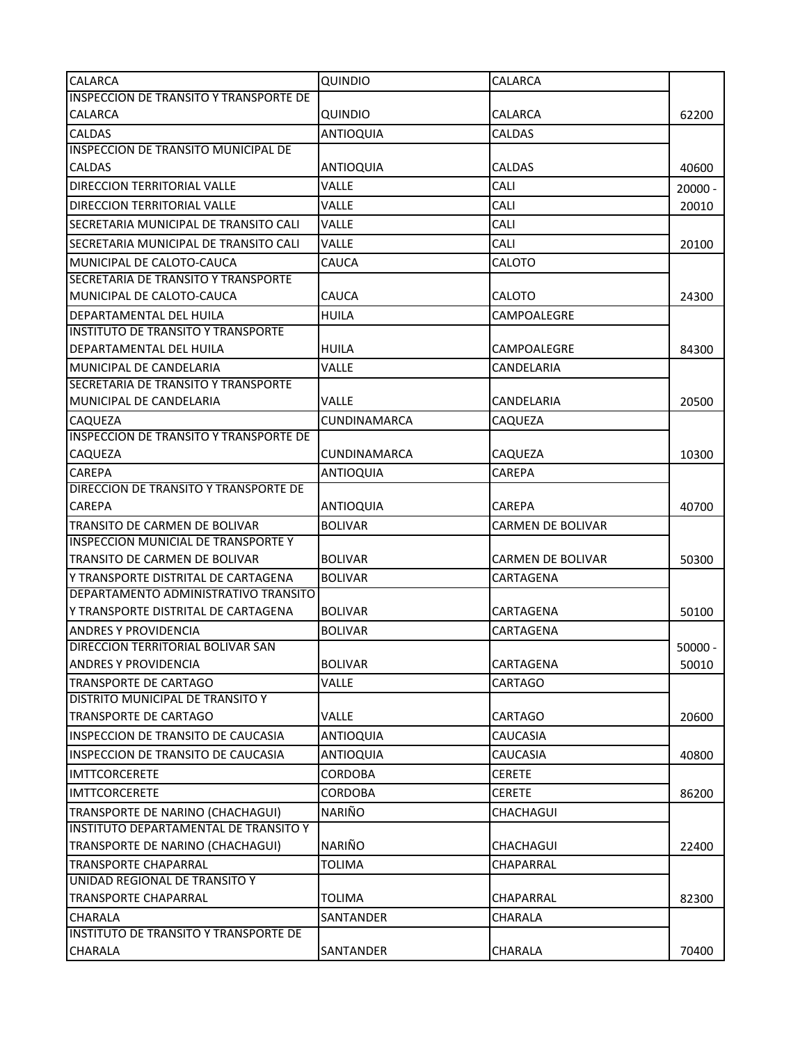| | | | |
|---|---|---|---|
| CALARCA | QUINDIO | CALARCA | |
| INSPECCION DE TRANSITO Y TRANSPORTE DE CALARCA | QUINDIO | CALARCA | 62200 |
| CALDAS | ANTIOQUIA | CALDAS | |
| INSPECCION DE TRANSITO MUNICIPAL DE CALDAS | ANTIOQUIA | CALDAS | 40600 |
| DIRECCION TERRITORIAL VALLE | VALLE | CALI | 20000 - |
| DIRECCION TERRITORIAL VALLE | VALLE | CALI | 20010 |
| SECRETARIA MUNICIPAL DE TRANSITO CALI | VALLE | CALI | |
| SECRETARIA MUNICIPAL DE TRANSITO CALI | VALLE | CALI | 20100 |
| MUNICIPAL DE CALOTO-CAUCA | CAUCA | CALOTO | |
| SECRETARIA DE TRANSITO Y TRANSPORTE MUNICIPAL DE CALOTO-CAUCA | CAUCA | CALOTO | 24300 |
| DEPARTAMENTAL DEL HUILA | HUILA | CAMPOALEGRE | |
| INSTITUTO DE TRANSITO Y TRANSPORTE DEPARTAMENTAL DEL HUILA | HUILA | CAMPOALEGRE | 84300 |
| MUNICIPAL DE CANDELARIA | VALLE | CANDELARIA | |
| SECRETARIA DE TRANSITO Y TRANSPORTE MUNICIPAL DE CANDELARIA | VALLE | CANDELARIA | 20500 |
| CAQUEZA | CUNDINAMARCA | CAQUEZA | |
| INSPECCION DE TRANSITO Y TRANSPORTE DE CAQUEZA | CUNDINAMARCA | CAQUEZA | 10300 |
| CAREPA | ANTIOQUIA | CAREPA | |
| DIRECCION DE TRANSITO Y TRANSPORTE DE CAREPA | ANTIOQUIA | CAREPA | 40700 |
| TRANSITO DE CARMEN DE BOLIVAR | BOLIVAR | CARMEN DE BOLIVAR | |
| INSPECCION MUNICIAL DE TRANSPORTE Y TRANSITO DE CARMEN DE BOLIVAR | BOLIVAR | CARMEN DE BOLIVAR | 50300 |
| Y TRANSPORTE DISTRITAL DE CARTAGENA | BOLIVAR | CARTAGENA | |
| DEPARTAMENTO ADMINISTRATIVO TRANSITO Y TRANSPORTE DISTRITAL DE CARTAGENA | BOLIVAR | CARTAGENA | 50100 |
| ANDRES Y PROVIDENCIA | BOLIVAR | CARTAGENA | |
| DIRECCION TERRITORIAL BOLIVAR SAN ANDRES Y PROVIDENCIA | BOLIVAR | CARTAGENA | 50000 - 50010 |
| TRANSPORTE DE CARTAGO | VALLE | CARTAGO | |
| DISTRITO MUNICIPAL DE TRANSITO Y TRANSPORTE DE CARTAGO | VALLE | CARTAGO | 20600 |
| INSPECCION DE TRANSITO DE CAUCASIA | ANTIOQUIA | CAUCASIA | |
| INSPECCION DE TRANSITO DE CAUCASIA | ANTIOQUIA | CAUCASIA | 40800 |
| IMTTCORCERETE | CORDOBA | CERETE | |
| IMTTCORCERETE | CORDOBA | CERETE | 86200 |
| TRANSPORTE DE NARINO (CHACHAGUI) | NARIÑO | CHACHAGUI | |
| INSTITUTO DEPARTAMENTAL DE TRANSITO Y TRANSPORTE DE NARINO (CHACHAGUI) | NARIÑO | CHACHAGUI | 22400 |
| TRANSPORTE CHAPARRAL | TOLIMA | CHAPARRAL | |
| UNIDAD REGIONAL DE TRANSITO Y TRANSPORTE CHAPARRAL | TOLIMA | CHAPARRAL | 82300 |
| CHARALA | SANTANDER | CHARALA | |
| INSTITUTO DE TRANSITO Y TRANSPORTE DE CHARALA | SANTANDER | CHARALA | 70400 |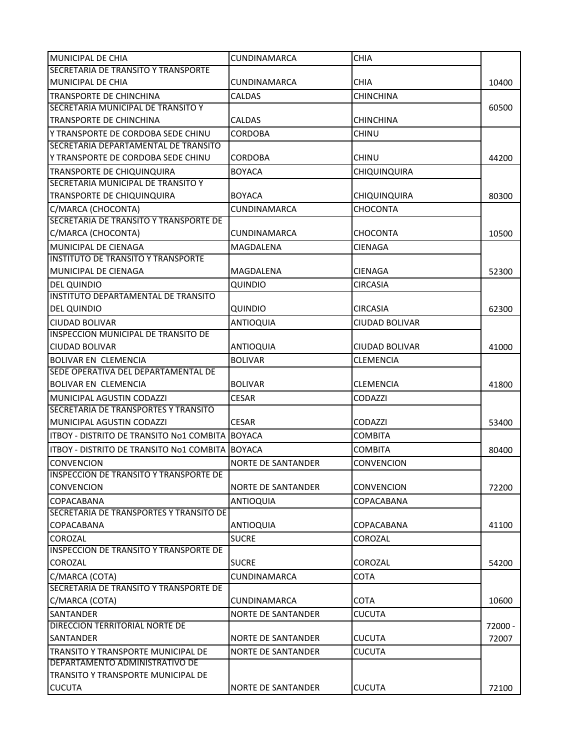| | | | |
|---|---|---|---|
| MUNICIPAL DE CHIA | CUNDINAMARCA | CHIA | |
| SECRETARIA DE TRANSITO Y TRANSPORTE MUNICIPAL DE CHIA | CUNDINAMARCA | CHIA | 10400 |
| TRANSPORTE DE CHINCHINA | CALDAS | CHINCHINA | |
| SECRETARIA MUNICIPAL DE TRANSITO Y TRANSPORTE DE CHINCHINA | CALDAS | CHINCHINA | 60500 |
| Y TRANSPORTE DE CORDOBA SEDE CHINU | CORDOBA | CHINU | |
| SECRETARIA DEPARTAMENTAL DE TRANSITO Y TRANSPORTE DE CORDOBA SEDE CHINU | CORDOBA | CHINU | 44200 |
| TRANSPORTE DE CHIQUINQUIRA | BOYACA | CHIQUINQUIRA | |
| SECRETARIA MUNICIPAL DE TRANSITO Y TRANSPORTE DE CHIQUINQUIRA | BOYACA | CHIQUINQUIRA | 80300 |
| C/MARCA (CHOCONTA) | CUNDINAMARCA | CHOCONTA | |
| SECRETARIA DE TRANSITO Y TRANSPORTE DE C/MARCA (CHOCONTA) | CUNDINAMARCA | CHOCONTA | 10500 |
| MUNICIPAL DE CIENAGA | MAGDALENA | CIENAGA | |
| INSTITUTO DE TRANSITO Y TRANSPORTE MUNICIPAL DE CIENAGA | MAGDALENA | CIENAGA | 52300 |
| DEL QUINDIO | QUINDIO | CIRCASIA | |
| INSTITUTO DEPARTAMENTAL DE TRANSITO DEL QUINDIO | QUINDIO | CIRCASIA | 62300 |
| CIUDAD BOLIVAR | ANTIOQUIA | CIUDAD BOLIVAR | |
| INSPECCION MUNICIPAL DE TRANSITO DE CIUDAD BOLIVAR | ANTIOQUIA | CIUDAD BOLIVAR | 41000 |
| BOLIVAR EN CLEMENCIA | BOLIVAR | CLEMENCIA | |
| SEDE OPERATIVA DEL DEPARTAMENTAL DE BOLIVAR EN CLEMENCIA | BOLIVAR | CLEMENCIA | 41800 |
| MUNICIPAL AGUSTIN CODAZZI | CESAR | CODAZZI | |
| SECRETARIA DE TRANSPORTES Y TRANSITO MUNICIPAL AGUSTIN CODAZZI | CESAR | CODAZZI | 53400 |
| ITBOY - DISTRITO DE TRANSITO No1 COMBITA | BOYACA | COMBITA | |
| ITBOY - DISTRITO DE TRANSITO No1 COMBITA | BOYACA | COMBITA | 80400 |
| CONVENCION | NORTE DE SANTANDER | CONVENCION | |
| INSPECCION DE TRANSITO Y TRANSPORTE DE CONVENCION | NORTE DE SANTANDER | CONVENCION | 72200 |
| COPACABANA | ANTIOQUIA | COPACABANA | |
| SECRETARIA DE TRANSPORTES Y TRANSITO DE COPACABANA | ANTIOQUIA | COPACABANA | 41100 |
| COROZAL | SUCRE | COROZAL | |
| INSPECCION DE TRANSITO Y TRANSPORTE DE COROZAL | SUCRE | COROZAL | 54200 |
| C/MARCA (COTA) | CUNDINAMARCA | COTA | |
| SECRETARIA DE TRANSITO Y TRANSPORTE DE C/MARCA (COTA) | CUNDINAMARCA | COTA | 10600 |
| SANTANDER | NORTE DE SANTANDER | CUCUTA | |
| DIRECCION TERRITORIAL NORTE DE SANTANDER | NORTE DE SANTANDER | CUCUTA | 72000 - 72007 |
| TRANSITO Y TRANSPORTE MUNICIPAL DE | NORTE DE SANTANDER | CUCUTA | |
| DEPARTAMENTO ADMINISTRATIVO DE TRANSITO Y TRANSPORTE MUNICIPAL DE CUCUTA | NORTE DE SANTANDER | CUCUTA | 72100 |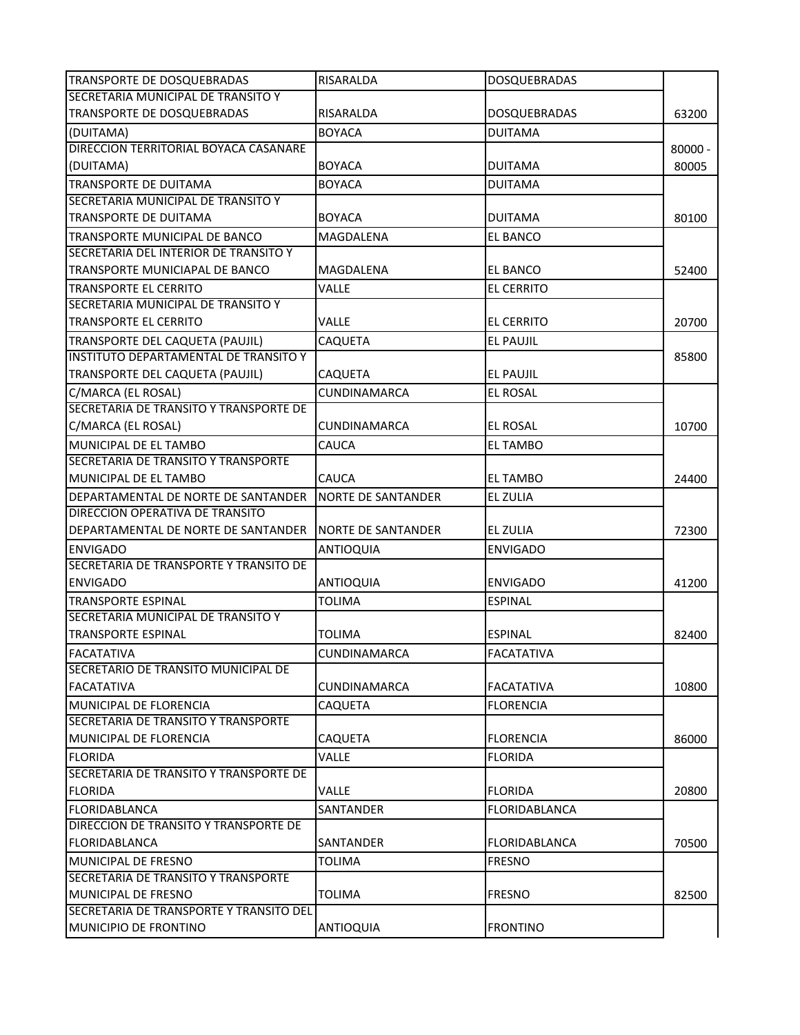| | | | |
|---|---|---|---|
| TRANSPORTE DE DOSQUEBRADAS | RISARALDA | DOSQUEBRADAS | |
| SECRETARIA MUNICIPAL DE TRANSITO Y TRANSPORTE DE DOSQUEBRADAS | RISARALDA | DOSQUEBRADAS | 63200 |
| (DUITAMA) | BOYACA | DUITAMA | |
| DIRECCION TERRITORIAL BOYACA CASANARE (DUITAMA) | BOYACA | DUITAMA | 80000 - 80005 |
| TRANSPORTE DE DUITAMA | BOYACA | DUITAMA | |
| SECRETARIA MUNICIPAL DE TRANSITO Y TRANSPORTE DE DUITAMA | BOYACA | DUITAMA | 80100 |
| TRANSPORTE MUNICIPAL DE BANCO | MAGDALENA | EL BANCO | |
| SECRETARIA DEL INTERIOR DE TRANSITO Y TRANSPORTE MUNICIAPAL DE BANCO | MAGDALENA | EL BANCO | 52400 |
| TRANSPORTE EL CERRITO | VALLE | EL CERRITO | |
| SECRETARIA MUNICIPAL DE TRANSITO Y TRANSPORTE EL CERRITO | VALLE | EL CERRITO | 20700 |
| TRANSPORTE DEL CAQUETA (PAUJIL) | CAQUETA | EL PAUJIL | |
| INSTITUTO DEPARTAMENTAL DE TRANSITO Y TRANSPORTE DEL CAQUETA (PAUJIL) | CAQUETA | EL PAUJIL | 85800 |
| C/MARCA (EL ROSAL) | CUNDINAMARCA | EL ROSAL | |
| SECRETARIA DE TRANSITO Y TRANSPORTE DE C/MARCA (EL ROSAL) | CUNDINAMARCA | EL ROSAL | 10700 |
| MUNICIPAL DE EL TAMBO | CAUCA | EL TAMBO | |
| SECRETARIA DE TRANSITO Y TRANSPORTE MUNICIPAL DE EL TAMBO | CAUCA | EL TAMBO | 24400 |
| DEPARTAMENTAL DE NORTE DE SANTANDER | NORTE DE SANTANDER | EL ZULIA | |
| DIRECCION OPERATIVA DE TRANSITO DEPARTAMENTAL DE NORTE DE SANTANDER | NORTE DE SANTANDER | EL ZULIA | 72300 |
| ENVIGADO | ANTIOQUIA | ENVIGADO | |
| SECRETARIA DE TRANSPORTE Y TRANSITO DE ENVIGADO | ANTIOQUIA | ENVIGADO | 41200 |
| TRANSPORTE ESPINAL | TOLIMA | ESPINAL | |
| SECRETARIA MUNICIPAL DE TRANSITO Y TRANSPORTE ESPINAL | TOLIMA | ESPINAL | 82400 |
| FACATATIVA | CUNDINAMARCA | FACATATIVA | |
| SECRETARIO DE TRANSITO MUNICIPAL DE FACATATIVA | CUNDINAMARCA | FACATATIVA | 10800 |
| MUNICIPAL DE FLORENCIA | CAQUETA | FLORENCIA | |
| SECRETARIA DE TRANSITO Y TRANSPORTE MUNICIPAL DE FLORENCIA | CAQUETA | FLORENCIA | 86000 |
| FLORIDA | VALLE | FLORIDA | |
| SECRETARIA DE TRANSITO Y TRANSPORTE DE FLORIDA | VALLE | FLORIDA | 20800 |
| FLORIDABLANCA | SANTANDER | FLORIDABLANCA | |
| DIRECCION DE TRANSITO Y TRANSPORTE DE FLORIDABLANCA | SANTANDER | FLORIDABLANCA | 70500 |
| MUNICIPAL DE FRESNO | TOLIMA | FRESNO | |
| SECRETARIA DE TRANSITO Y TRANSPORTE MUNICIPAL DE FRESNO | TOLIMA | FRESNO | 82500 |
| SECRETARIA DE TRANSPORTE Y TRANSITO DEL MUNICIPIO DE FRONTINO | ANTIOQUIA | FRONTINO | |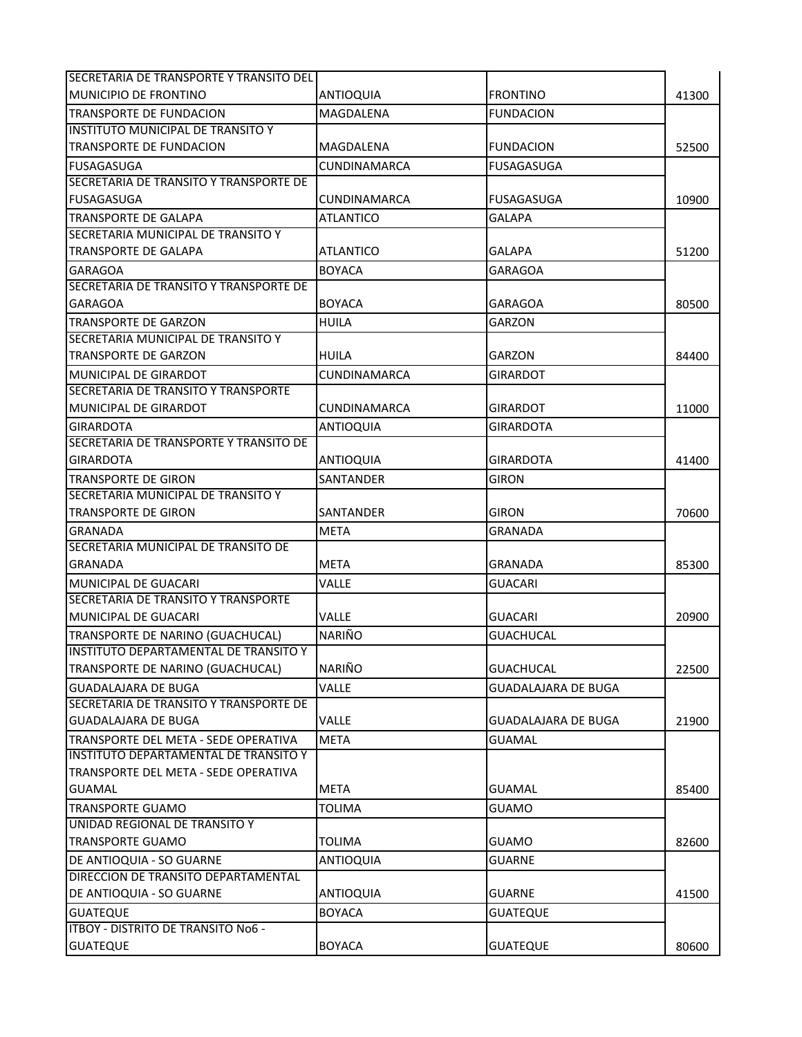| SECRETARIA DE TRANSPORTE Y TRANSITO DEL MUNICIPIO DE FRONTINO | ANTIOQUIA | FRONTINO | 41300 |
|---|---|---|---|
| TRANSPORTE DE FUNDACION | MAGDALENA | FUNDACION | |
| INSTITUTO MUNICIPAL DE TRANSITO Y TRANSPORTE DE FUNDACION | MAGDALENA | FUNDACION | 52500 |
| FUSAGASUGA | CUNDINAMARCA | FUSAGASUGA | |
| SECRETARIA DE TRANSITO Y TRANSPORTE DE FUSAGASUGA | CUNDINAMARCA | FUSAGASUGA | 10900 |
| TRANSPORTE DE GALAPA | ATLANTICO | GALAPA | |
| SECRETARIA MUNICIPAL DE TRANSITO Y TRANSPORTE DE GALAPA | ATLANTICO | GALAPA | 51200 |
| GARAGOA | BOYACA | GARAGOA | |
| SECRETARIA DE TRANSITO Y TRANSPORTE DE GARAGOA | BOYACA | GARAGOA | 80500 |
| TRANSPORTE DE GARZON | HUILA | GARZON | |
| SECRETARIA MUNICIPAL DE TRANSITO Y TRANSPORTE DE GARZON | HUILA | GARZON | 84400 |
| MUNICIPAL DE GIRARDOT | CUNDINAMARCA | GIRARDOT | |
| SECRETARIA DE TRANSITO Y TRANSPORTE MUNICIPAL DE GIRARDOT | CUNDINAMARCA | GIRARDOT | 11000 |
| GIRARDOTA | ANTIOQUIA | GIRARDOTA | |
| SECRETARIA DE TRANSPORTE Y TRANSITO DE GIRARDOTA | ANTIOQUIA | GIRARDOTA | 41400 |
| TRANSPORTE DE GIRON | SANTANDER | GIRON | |
| SECRETARIA MUNICIPAL DE TRANSITO Y TRANSPORTE DE GIRON | SANTANDER | GIRON | 70600 |
| GRANADA | META | GRANADA | |
| SECRETARIA MUNICIPAL DE TRANSITO DE GRANADA | META | GRANADA | 85300 |
| MUNICIPAL DE GUACARI | VALLE | GUACARI | |
| SECRETARIA DE TRANSITO Y TRANSPORTE MUNICIPAL DE GUACARI | VALLE | GUACARI | 20900 |
| TRANSPORTE DE NARINO (GUACHUCAL) | NARIÑO | GUACHUCAL | |
| INSTITUTO DEPARTAMENTAL DE TRANSITO Y TRANSPORTE DE NARINO (GUACHUCAL) | NARIÑO | GUACHUCAL | 22500 |
| GUADALAJARA DE BUGA | VALLE | GUADALAJARA DE BUGA | |
| SECRETARIA DE TRANSITO Y TRANSPORTE DE GUADALAJARA DE BUGA | VALLE | GUADALAJARA DE BUGA | 21900 |
| TRANSPORTE DEL META - SEDE OPERATIVA | META | GUAMAL | |
| INSTITUTO DEPARTAMENTAL DE TRANSITO Y TRANSPORTE DEL META - SEDE OPERATIVA GUAMAL | META | GUAMAL | 85400 |
| TRANSPORTE GUAMO | TOLIMA | GUAMO | |
| UNIDAD REGIONAL DE TRANSITO Y TRANSPORTE GUAMO | TOLIMA | GUAMO | 82600 |
| DE ANTIOQUIA - SO GUARNE | ANTIOQUIA | GUARNE | |
| DIRECCION DE TRANSITO DEPARTAMENTAL DE ANTIOQUIA - SO GUARNE | ANTIOQUIA | GUARNE | 41500 |
| GUATEQUE | BOYACA | GUATEQUE | |
| ITBOY - DISTRITO DE TRANSITO No6 - GUATEQUE | BOYACA | GUATEQUE | 80600 |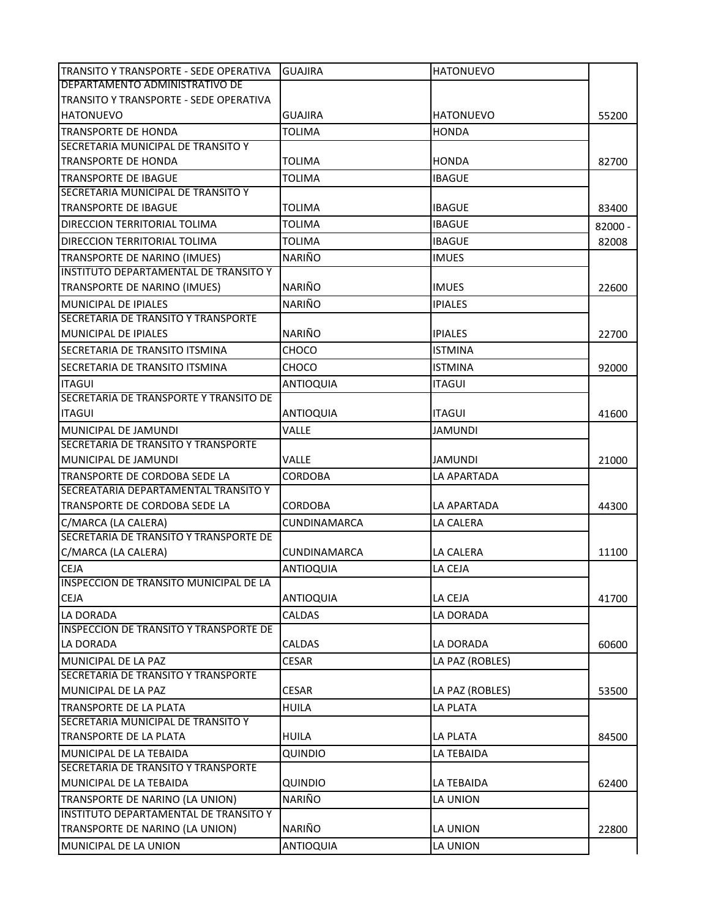| | | | |
|---|---|---|---|
| TRANSITO Y TRANSPORTE - SEDE OPERATIVA | GUAJIRA | HATONUEVO | |
| DEPARTAMENTO ADMINISTRATIVO DE TRANSITO Y TRANSPORTE - SEDE OPERATIVA HATONUEVO | GUAJIRA | HATONUEVO | 55200 |
| TRANSPORTE DE HONDA | TOLIMA | HONDA | |
| SECRETARIA MUNICIPAL DE TRANSITO Y TRANSPORTE DE HONDA | TOLIMA | HONDA | 82700 |
| TRANSPORTE DE IBAGUE | TOLIMA | IBAGUE | |
| SECRETARIA MUNICIPAL DE TRANSITO Y TRANSPORTE DE IBAGUE | TOLIMA | IBAGUE | 83400 |
| DIRECCION TERRITORIAL TOLIMA | TOLIMA | IBAGUE | 82000 - |
| DIRECCION TERRITORIAL TOLIMA | TOLIMA | IBAGUE | 82008 |
| TRANSPORTE DE NARINO (IMUES) | NARIÑO | IMUES | |
| INSTITUTO DEPARTAMENTAL DE TRANSITO Y TRANSPORTE DE NARINO (IMUES) | NARIÑO | IMUES | 22600 |
| MUNICIPAL DE IPIALES | NARIÑO | IPIALES | |
| SECRETARIA DE TRANSITO Y TRANSPORTE MUNICIPAL DE IPIALES | NARIÑO | IPIALES | 22700 |
| SECRETARIA DE TRANSITO ITSMINA | CHOCO | ISTMINA | |
| SECRETARIA DE TRANSITO ITSMINA | CHOCO | ISTMINA | 92000 |
| ITAGUI | ANTIOQUIA | ITAGUI | |
| SECRETARIA DE TRANSPORTE Y TRANSITO DE ITAGUI | ANTIOQUIA | ITAGUI | 41600 |
| MUNICIPAL DE JAMUNDI | VALLE | JAMUNDI | |
| SECRETARIA DE TRANSITO Y TRANSPORTE MUNICIPAL DE JAMUNDI | VALLE | JAMUNDI | 21000 |
| TRANSPORTE DE CORDOBA SEDE LA | CORDOBA | LA APARTADA | |
| SECREATARIA DEPARTAMENTAL TRANSITO Y TRANSPORTE DE CORDOBA SEDE LA | CORDOBA | LA APARTADA | 44300 |
| C/MARCA (LA CALERA) | CUNDINAMARCA | LA CALERA | |
| SECRETARIA DE TRANSITO Y TRANSPORTE DE C/MARCA (LA CALERA) | CUNDINAMARCA | LA CALERA | 11100 |
| CEJA | ANTIOQUIA | LA CEJA | |
| INSPECCION DE TRANSITO MUNICIPAL DE LA CEJA | ANTIOQUIA | LA CEJA | 41700 |
| LA DORADA | CALDAS | LA DORADA | |
| INSPECCION DE TRANSITO Y TRANSPORTE DE LA DORADA | CALDAS | LA DORADA | 60600 |
| MUNICIPAL DE LA PAZ | CESAR | LA PAZ (ROBLES) | |
| SECRETARIA DE TRANSITO Y TRANSPORTE MUNICIPAL DE LA PAZ | CESAR | LA PAZ (ROBLES) | 53500 |
| TRANSPORTE DE LA PLATA | HUILA | LA PLATA | |
| SECRETARIA MUNICIPAL DE TRANSITO Y TRANSPORTE DE LA PLATA | HUILA | LA PLATA | 84500 |
| MUNICIPAL DE LA TEBAIDA | QUINDIO | LA TEBAIDA | |
| SECRETARIA DE TRANSITO Y TRANSPORTE MUNICIPAL DE LA TEBAIDA | QUINDIO | LA TEBAIDA | 62400 |
| TRANSPORTE DE NARINO (LA UNION) | NARIÑO | LA UNION | |
| INSTITUTO DEPARTAMENTAL DE TRANSITO Y TRANSPORTE DE NARINO (LA UNION) | NARIÑO | LA UNION | 22800 |
| MUNICIPAL DE LA UNION | ANTIOQUIA | LA UNION | |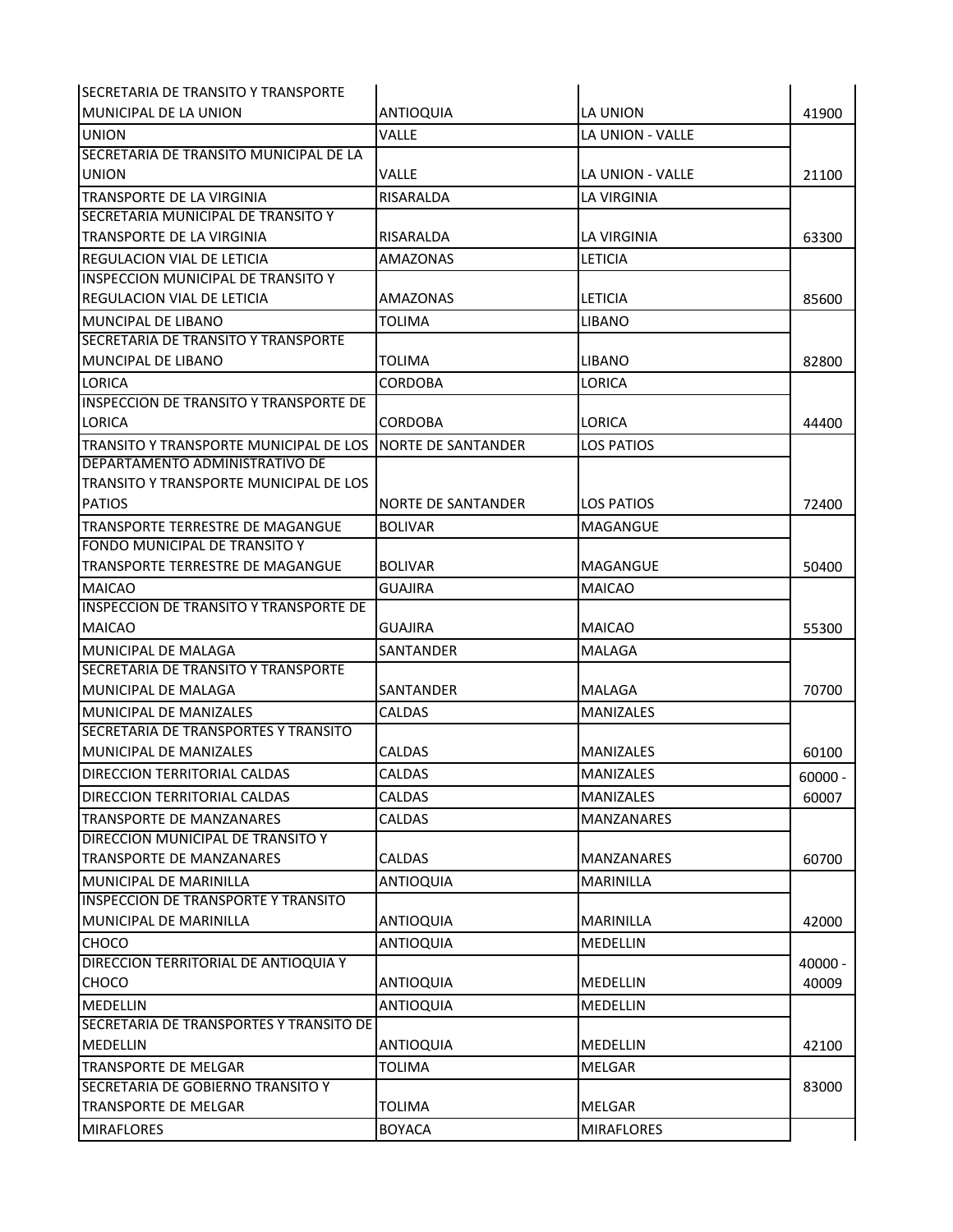| | | | |
|---|---|---|---|
| SECRETARIA DE TRANSITO Y TRANSPORTE MUNICIPAL DE LA UNION | ANTIOQUIA | LA UNION | 41900 |
| UNION | VALLE | LA UNION - VALLE | |
| SECRETARIA DE TRANSITO MUNICIPAL DE LA UNION | VALLE | LA UNION - VALLE | 21100 |
| TRANSPORTE DE LA VIRGINIA | RISARALDA | LA VIRGINIA | |
| SECRETARIA MUNICIPAL DE TRANSITO Y TRANSPORTE DE LA VIRGINIA | RISARALDA | LA VIRGINIA | 63300 |
| REGULACION VIAL DE LETICIA | AMAZONAS | LETICIA | |
| INSPECCION MUNICIPAL DE TRANSITO Y REGULACION VIAL DE LETICIA | AMAZONAS | LETICIA | 85600 |
| MUNCIPAL DE LIBANO | TOLIMA | LIBANO | |
| SECRETARIA DE TRANSITO Y TRANSPORTE MUNICIPAL DE LIBANO | TOLIMA | LIBANO | 82800 |
| LORICA | CORDOBA | LORICA | |
| INSPECCION DE TRANSITO Y TRANSPORTE DE LORICA | CORDOBA | LORICA | 44400 |
| TRANSITO Y TRANSPORTE MUNICIPAL DE LOS | NORTE DE SANTANDER | LOS PATIOS | |
| DEPARTAMENTO ADMINISTRATIVO DE TRANSITO Y TRANSPORTE MUNICIPAL DE LOS PATIOS | NORTE DE SANTANDER | LOS PATIOS | 72400 |
| TRANSPORTE TERRESTRE DE MAGANGUE | BOLIVAR | MAGANGUE | |
| FONDO MUNICIPAL DE TRANSITO Y TRANSPORTE TERRESTRE DE MAGANGUE | BOLIVAR | MAGANGUE | 50400 |
| MAICAO | GUAJIRA | MAICAO | |
| INSPECCION DE TRANSITO Y TRANSPORTE DE MAICAO | GUAJIRA | MAICAO | 55300 |
| MUNICIPAL DE MALAGA | SANTANDER | MALAGA | |
| SECRETARIA DE TRANSITO Y TRANSPORTE MUNICIPAL DE MALAGA | SANTANDER | MALAGA | 70700 |
| MUNICIPAL DE MANIZALES | CALDAS | MANIZALES | |
| SECRETARIA DE TRANSPORTES Y TRANSITO MUNICIPAL DE MANIZALES | CALDAS | MANIZALES | 60100 |
| DIRECCION TERRITORIAL CALDAS | CALDAS | MANIZALES | 60000 - |
| DIRECCION TERRITORIAL CALDAS | CALDAS | MANIZALES | 60007 |
| TRANSPORTE DE MANZANARES | CALDAS | MANZANARES | |
| DIRECCION MUNICIPAL DE TRANSITO Y TRANSPORTE DE MANZANARES | CALDAS | MANZANARES | 60700 |
| MUNICIPAL DE MARINILLA | ANTIOQUIA | MARINILLA | |
| INSPECCION DE TRANSPORTE Y TRANSITO MUNICIPAL DE MARINILLA | ANTIOQUIA | MARINILLA | 42000 |
| CHOCO | ANTIOQUIA | MEDELLIN | |
| DIRECCION TERRITORIAL DE ANTIOQUIA Y CHOCO | ANTIOQUIA | MEDELLIN | 40000 - 40009 |
| MEDELLIN | ANTIOQUIA | MEDELLIN | |
| SECRETARIA DE TRANSPORTES Y TRANSITO DE MEDELLIN | ANTIOQUIA | MEDELLIN | 42100 |
| TRANSPORTE DE MELGAR | TOLIMA | MELGAR | 83000 |
| SECRETARIA DE GOBIERNO TRANSITO Y TRANSPORTE DE MELGAR | TOLIMA | MELGAR | |
| MIRAFLORES | BOYACA | MIRAFLORES | |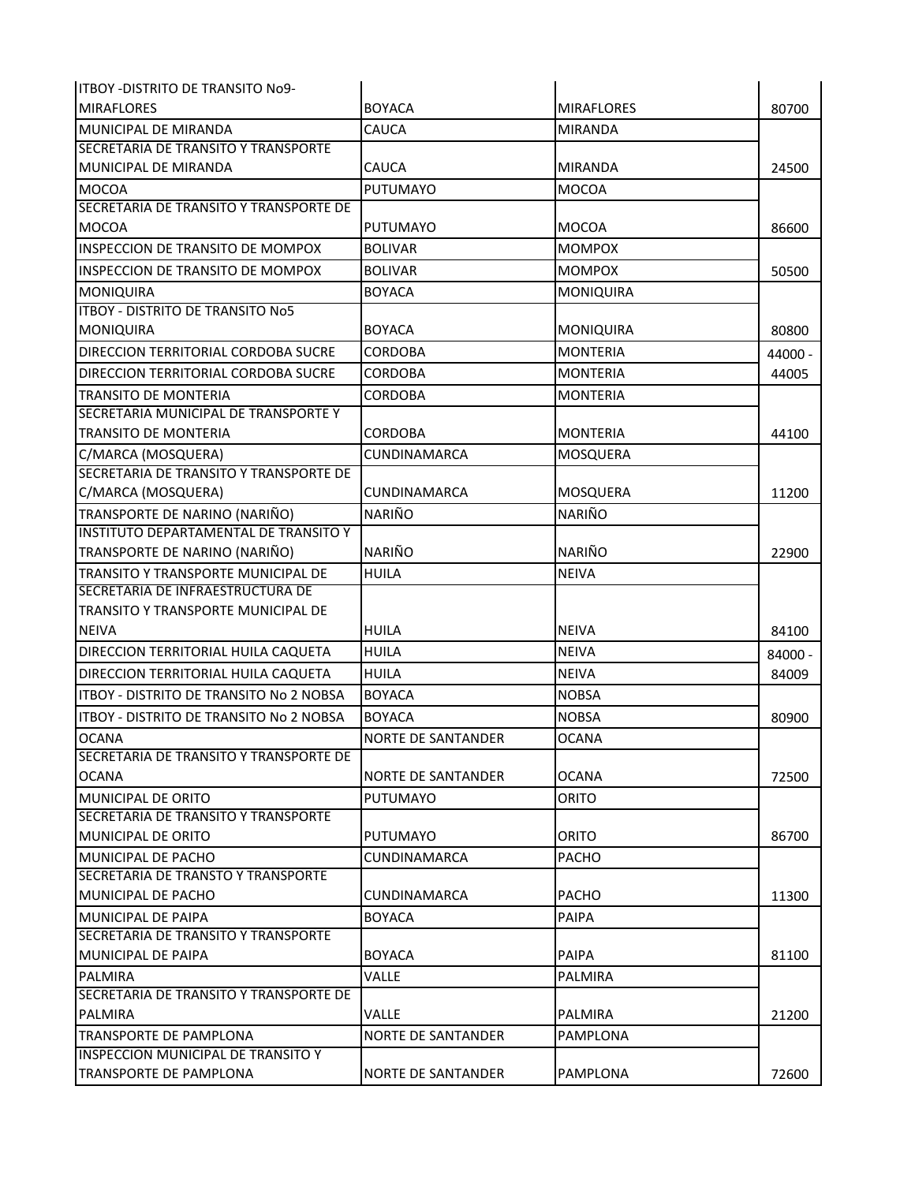| | | | |
|---|---|---|---|
| ITBOY -DISTRITO DE TRANSITO No9- MIRAFLORES | BOYACA | MIRAFLORES | 80700 |
| MUNICIPAL DE MIRANDA | CAUCA | MIRANDA | |
| SECRETARIA DE TRANSITO Y TRANSPORTE MUNICIPAL DE MIRANDA | CAUCA | MIRANDA | 24500 |
| MOCOA | PUTUMAYO | MOCOA | |
| SECRETARIA DE TRANSITO Y TRANSPORTE DE MOCOA | PUTUMAYO | MOCOA | 86600 |
| INSPECCION DE TRANSITO DE MOMPOX | BOLIVAR | MOMPOX | |
| INSPECCION DE TRANSITO DE MOMPOX | BOLIVAR | MOMPOX | 50500 |
| MONIQUIRA | BOYACA | MONIQUIRA | |
| ITBOY - DISTRITO DE TRANSITO No5 MONIQUIRA | BOYACA | MONIQUIRA | 80800 |
| DIRECCION TERRITORIAL CORDOBA SUCRE | CORDOBA | MONTERIA | 44000 - |
| DIRECCION TERRITORIAL CORDOBA SUCRE | CORDOBA | MONTERIA | 44005 |
| TRANSITO DE MONTERIA | CORDOBA | MONTERIA | |
| SECRETARIA MUNICIPAL DE TRANSPORTE Y TRANSITO DE MONTERIA | CORDOBA | MONTERIA | 44100 |
| C/MARCA (MOSQUERA) | CUNDINAMARCA | MOSQUERA | |
| SECRETARIA DE TRANSITO Y TRANSPORTE DE C/MARCA (MOSQUERA) | CUNDINAMARCA | MOSQUERA | 11200 |
| TRANSPORTE DE NARINO (NARIÑO) | NARIÑO | NARIÑO | |
| INSTITUTO DEPARTAMENTAL DE TRANSITO Y TRANSPORTE DE NARINO (NARIÑO) | NARIÑO | NARIÑO | 22900 |
| TRANSITO Y TRANSPORTE MUNICIPAL DE | HUILA | NEIVA | |
| SECRETARIA DE INFRAESTRUCTURA DE TRANSITO Y TRANSPORTE MUNICIPAL DE NEIVA | HUILA | NEIVA | 84100 |
| DIRECCION TERRITORIAL HUILA CAQUETA | HUILA | NEIVA | 84000 - |
| DIRECCION TERRITORIAL HUILA CAQUETA | HUILA | NEIVA | 84009 |
| ITBOY - DISTRITO DE TRANSITO No 2 NOBSA | BOYACA | NOBSA | |
| ITBOY - DISTRITO DE TRANSITO No 2 NOBSA | BOYACA | NOBSA | 80900 |
| OCANA | NORTE DE SANTANDER | OCANA | |
| SECRETARIA DE TRANSITO Y TRANSPORTE DE OCANA | NORTE DE SANTANDER | OCANA | 72500 |
| MUNICIPAL DE ORITO | PUTUMAYO | ORITO | |
| SECRETARIA DE TRANSITO Y TRANSPORTE MUNICIPAL DE ORITO | PUTUMAYO | ORITO | 86700 |
| MUNICIPAL DE PACHO | CUNDINAMARCA | PACHO | |
| SECRETARIA DE TRANSTO Y TRANSPORTE MUNICIPAL DE PACHO | CUNDINAMARCA | PACHO | 11300 |
| MUNICIPAL DE PAIPA | BOYACA | PAIPA | |
| SECRETARIA DE TRANSITO Y TRANSPORTE MUNICIPAL DE PAIPA | BOYACA | PAIPA | 81100 |
| PALMIRA | VALLE | PALMIRA | |
| SECRETARIA DE TRANSITO Y TRANSPORTE DE PALMIRA | VALLE | PALMIRA | 21200 |
| TRANSPORTE DE PAMPLONA | NORTE DE SANTANDER | PAMPLONA | |
| INSPECCION MUNICIPAL DE TRANSITO Y TRANSPORTE DE PAMPLONA | NORTE DE SANTANDER | PAMPLONA | 72600 |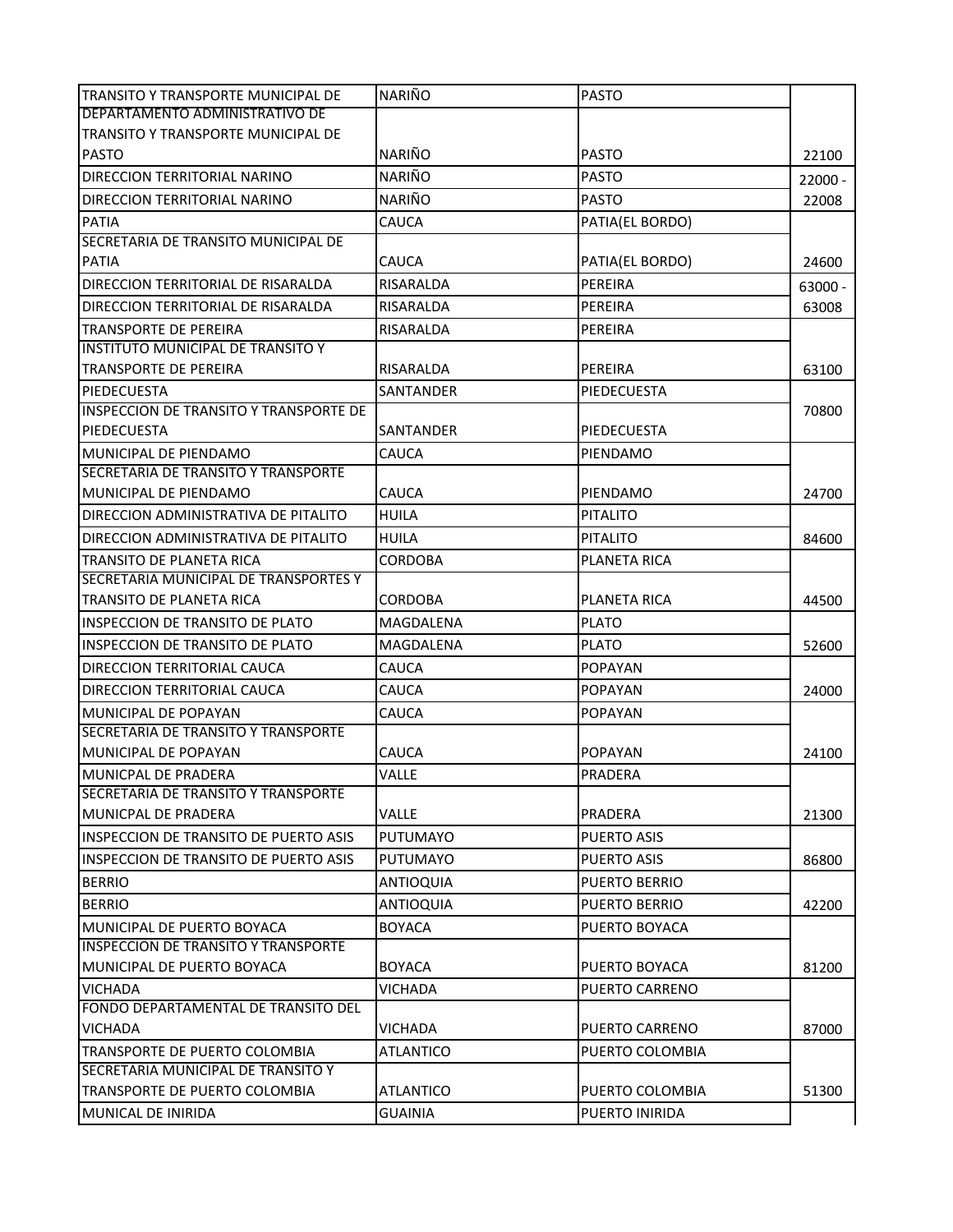| | | | |
|---|---|---|---|
| TRANSITO Y TRANSPORTE MUNICIPAL DE | NARIÑO | PASTO | |
| DEPARTAMENTO ADMINISTRATIVO DE TRANSITO Y TRANSPORTE MUNICIPAL DE PASTO | NARIÑO | PASTO | 22100 |
| DIRECCION TERRITORIAL NARINO | NARIÑO | PASTO | 22000 - |
| DIRECCION TERRITORIAL NARINO | NARIÑO | PASTO | 22008 |
| PATIA | CAUCA | PATIA(EL BORDO) | |
| SECRETARIA DE TRANSITO MUNICIPAL DE PATIA | CAUCA | PATIA(EL BORDO) | 24600 |
| DIRECCION TERRITORIAL DE RISARALDA | RISARALDA | PEREIRA | 63000 - |
| DIRECCION TERRITORIAL DE RISARALDA | RISARALDA | PEREIRA | 63008 |
| TRANSPORTE DE PEREIRA | RISARALDA | PEREIRA | |
| INSTITUTO MUNICIPAL DE TRANSITO Y TRANSPORTE DE PEREIRA | RISARALDA | PEREIRA | 63100 |
| PIEDECUESTA | SANTANDER | PIEDECUESTA | |
| INSPECCION DE TRANSITO Y TRANSPORTE DE PIEDECUESTA | SANTANDER | PIEDECUESTA | 70800 |
| MUNICIPAL DE PIENDAMO | CAUCA | PIENDAMO | |
| SECRETARIA DE TRANSITO Y TRANSPORTE MUNICIPAL DE PIENDAMO | CAUCA | PIENDAMO | 24700 |
| DIRECCION ADMINISTRATIVA DE PITALITO | HUILA | PITALITO | |
| DIRECCION ADMINISTRATIVA DE PITALITO | HUILA | PITALITO | 84600 |
| TRANSITO DE PLANETA RICA | CORDOBA | PLANETA RICA | |
| SECRETARIA MUNICIPAL DE TRANSPORTES Y TRANSITO DE PLANETA RICA | CORDOBA | PLANETA RICA | 44500 |
| INSPECCION DE TRANSITO DE PLATO | MAGDALENA | PLATO | |
| INSPECCION DE TRANSITO DE PLATO | MAGDALENA | PLATO | 52600 |
| DIRECCION TERRITORIAL CAUCA | CAUCA | POPAYAN | |
| DIRECCION TERRITORIAL CAUCA | CAUCA | POPAYAN | 24000 |
| MUNICIPAL DE POPAYAN | CAUCA | POPAYAN | |
| SECRETARIA DE TRANSITO Y TRANSPORTE MUNICIPAL DE POPAYAN | CAUCA | POPAYAN | 24100 |
| MUNICPAL DE PRADERA | VALLE | PRADERA | |
| SECRETARIA DE TRANSITO Y TRANSPORTE MUNICPAL DE PRADERA | VALLE | PRADERA | 21300 |
| INSPECCION DE TRANSITO DE PUERTO ASIS | PUTUMAYO | PUERTO ASIS | |
| INSPECCION DE TRANSITO DE PUERTO ASIS | PUTUMAYO | PUERTO ASIS | 86800 |
| BERRIO | ANTIOQUIA | PUERTO BERRIO | |
| BERRIO | ANTIOQUIA | PUERTO BERRIO | 42200 |
| MUNICIPAL DE PUERTO BOYACA | BOYACA | PUERTO BOYACA | |
| INSPECCION DE TRANSITO Y TRANSPORTE MUNICIPAL DE PUERTO BOYACA | BOYACA | PUERTO BOYACA | 81200 |
| VICHADA | VICHADA | PUERTO CARRENO | |
| FONDO DEPARTAMENTAL DE TRANSITO DEL VICHADA | VICHADA | PUERTO CARRENO | 87000 |
| TRANSPORTE DE PUERTO COLOMBIA | ATLANTICO | PUERTO COLOMBIA | |
| SECRETARIA MUNICIPAL DE TRANSITO Y TRANSPORTE DE PUERTO COLOMBIA | ATLANTICO | PUERTO COLOMBIA | 51300 |
| MUNICAL DE INIRIDA | GUAINIA | PUERTO INIRIDA | |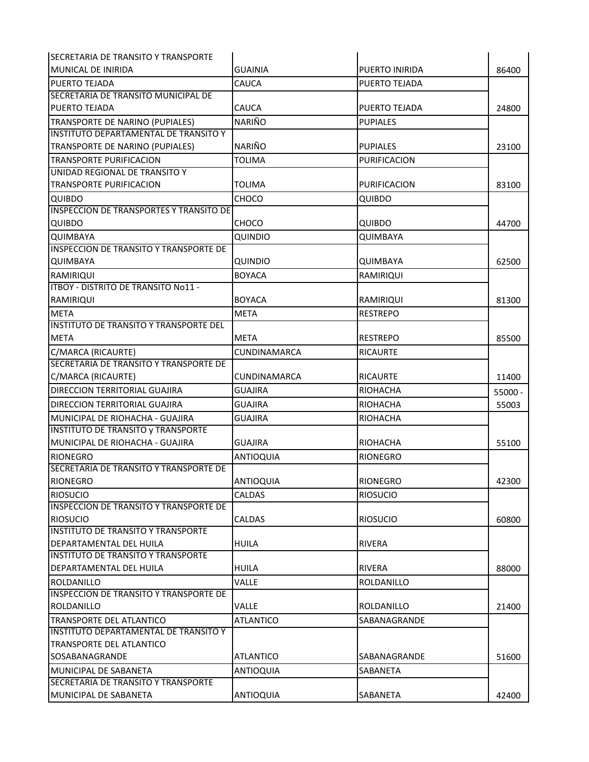| | | | |
|---|---|---|---|
| SECRETARIA DE TRANSITO Y TRANSPORTE MUNICAL DE INIRIDA | GUAINIA | PUERTO INIRIDA | 86400 |
| PUERTO TEJADA | CAUCA | PUERTO TEJADA | |
| SECRETARIA DE TRANSITO MUNICIPAL DE PUERTO TEJADA | CAUCA | PUERTO TEJADA | 24800 |
| TRANSPORTE DE NARINO (PUPIALES) | NARIÑO | PUPIALES | |
| INSTITUTO DEPARTAMENTAL DE TRANSITO Y TRANSPORTE DE NARINO (PUPIALES) | NARIÑO | PUPIALES | 23100 |
| TRANSPORTE PURIFICACION | TOLIMA | PURIFICACION | |
| UNIDAD REGIONAL DE TRANSITO Y TRANSPORTE PURIFICACION | TOLIMA | PURIFICACION | 83100 |
| QUIBDO | CHOCO | QUIBDO | |
| INSPECCION DE TRANSPORTES Y TRANSITO DE QUIBDO | CHOCO | QUIBDO | 44700 |
| QUIMBAYA | QUINDIO | QUIMBAYA | |
| INSPECCION DE TRANSITO Y TRANSPORTE DE QUIMBAYA | QUINDIO | QUIMBAYA | 62500 |
| RAMIRIQUI | BOYACA | RAMIRIQUI | |
| ITBOY - DISTRITO DE TRANSITO No11 - RAMIRIQUI | BOYACA | RAMIRIQUI | 81300 |
| META | META | RESTREPO | |
| INSTITUTO DE TRANSITO Y TRANSPORTE DEL META | META | RESTREPO | 85500 |
| C/MARCA (RICAURTE) | CUNDINAMARCA | RICAURTE | |
| SECRETARIA DE TRANSITO Y TRANSPORTE DE C/MARCA (RICAURTE) | CUNDINAMARCA | RICAURTE | 11400 |
| DIRECCION TERRITORIAL GUAJIRA | GUAJIRA | RIOHACHA | 55000 - |
| DIRECCION TERRITORIAL GUAJIRA | GUAJIRA | RIOHACHA | 55003 |
| MUNICIPAL DE RIOHACHA - GUAJIRA | GUAJIRA | RIOHACHA | |
| INSTITUTO DE TRANSITO y TRANSPORTE MUNICIPAL DE RIOHACHA - GUAJIRA | GUAJIRA | RIOHACHA | 55100 |
| RIONEGRO | ANTIOQUIA | RIONEGRO | |
| SECRETARIA DE TRANSITO Y TRANSPORTE DE RIONEGRO | ANTIOQUIA | RIONEGRO | 42300 |
| RIOSUCIO | CALDAS | RIOSUCIO | |
| INSPECCION DE TRANSITO Y TRANSPORTE DE RIOSUCIO | CALDAS | RIOSUCIO | 60800 |
| INSTITUTO DE TRANSITO Y TRANSPORTE DEPARTAMENTAL DEL HUILA | HUILA | RIVERA | |
| INSTITUTO DE TRANSITO Y TRANSPORTE DEPARTAMENTAL DEL HUILA | HUILA | RIVERA | 88000 |
| ROLDANILLO | VALLE | ROLDANILLO | |
| INSPECCION DE TRANSITO Y TRANSPORTE DE ROLDANILLO | VALLE | ROLDANILLO | 21400 |
| TRANSPORTE DEL ATLANTICO | ATLANTICO | SABANAGRANDE | |
| INSTITUTO DEPARTAMENTAL DE TRANSITO Y TRANSPORTE DEL ATLANTICO SOSABANAGRANDE | ATLANTICO | SABANAGRANDE | 51600 |
| MUNICIPAL DE SABANETA | ANTIOQUIA | SABANETA | |
| SECRETARIA DE TRANSITO Y TRANSPORTE MUNICIPAL DE SABANETA | ANTIOQUIA | SABANETA | 42400 |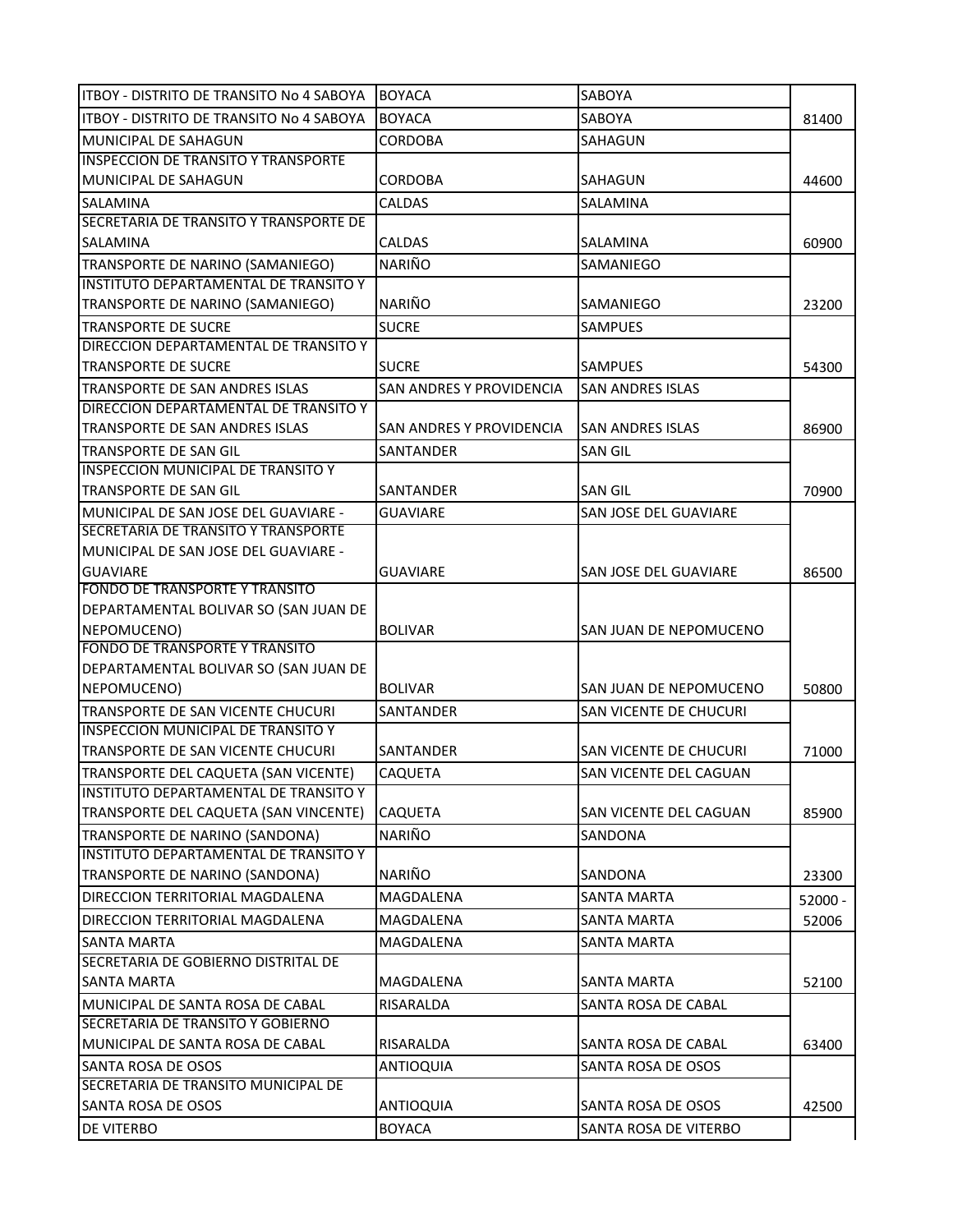| | | | |
|---|---|---|---|
| ITBOY - DISTRITO DE TRANSITO No 4 SABOYA | BOYACA | SABOYA | |
| ITBOY - DISTRITO DE TRANSITO No 4 SABOYA | BOYACA | SABOYA | 81400 |
| MUNICIPAL DE SAHAGUN | CORDOBA | SAHAGUN | |
| INSPECCION DE TRANSITO Y TRANSPORTE MUNICIPAL DE SAHAGUN | CORDOBA | SAHAGUN | 44600 |
| SALAMINA | CALDAS | SALAMINA | |
| SECRETARIA DE TRANSITO Y TRANSPORTE DE SALAMINA | CALDAS | SALAMINA | 60900 |
| TRANSPORTE DE NARINO (SAMANIEGO) | NARIÑO | SAMANIEGO | |
| INSTITUTO DEPARTAMENTAL DE TRANSITO Y TRANSPORTE DE NARINO (SAMANIEGO) | NARIÑO | SAMANIEGO | 23200 |
| TRANSPORTE DE SUCRE | SUCRE | SAMPUES | |
| DIRECCION DEPARTAMENTAL DE TRANSITO Y TRANSPORTE DE SUCRE | SUCRE | SAMPUES | 54300 |
| TRANSPORTE DE SAN ANDRES ISLAS | SAN ANDRES Y PROVIDENCIA | SAN ANDRES ISLAS | |
| DIRECCION DEPARTAMENTAL DE TRANSITO Y TRANSPORTE DE SAN ANDRES ISLAS | SAN ANDRES Y PROVIDENCIA | SAN ANDRES ISLAS | 86900 |
| TRANSPORTE DE SAN GIL | SANTANDER | SAN GIL | |
| INSPECCION MUNICIPAL DE TRANSITO Y TRANSPORTE DE SAN GIL | SANTANDER | SAN GIL | 70900 |
| MUNICIPAL DE SAN JOSE DEL GUAVIARE - | GUAVIARE | SAN JOSE DEL GUAVIARE | |
| SECRETARIA DE TRANSITO Y TRANSPORTE MUNICIPAL DE SAN JOSE DEL GUAVIARE - GUAVIARE | GUAVIARE | SAN JOSE DEL GUAVIARE | 86500 |
| FONDO DE TRANSPORTE Y TRANSITO DEPARTAMENTAL BOLIVAR SO (SAN JUAN DE NEPOMUCENO) | BOLIVAR | SAN JUAN DE NEPOMUCENO | |
| FONDO DE TRANSPORTE Y TRANSITO DEPARTAMENTAL BOLIVAR SO (SAN JUAN DE NEPOMUCENO) | BOLIVAR | SAN JUAN DE NEPOMUCENO | 50800 |
| TRANSPORTE DE SAN VICENTE CHUCURI | SANTANDER | SAN VICENTE DE CHUCURI | |
| INSPECCION MUNICIPAL DE TRANSITO Y TRANSPORTE DE SAN VICENTE CHUCURI | SANTANDER | SAN VICENTE DE CHUCURI | 71000 |
| TRANSPORTE DEL CAQUETA (SAN VICENTE) | CAQUETA | SAN VICENTE DEL CAGUAN | |
| INSTITUTO DEPARTAMENTAL DE TRANSITO Y TRANSPORTE DEL CAQUETA (SAN VINCENTE) | CAQUETA | SAN VICENTE DEL CAGUAN | 85900 |
| TRANSPORTE DE NARINO (SANDONA) | NARIÑO | SANDONA | |
| INSTITUTO DEPARTAMENTAL DE TRANSITO Y TRANSPORTE DE NARINO (SANDONA) | NARIÑO | SANDONA | 23300 |
| DIRECCION TERRITORIAL MAGDALENA | MAGDALENA | SANTA MARTA | 52000 - |
| DIRECCION TERRITORIAL MAGDALENA | MAGDALENA | SANTA MARTA | 52006 |
| SANTA MARTA | MAGDALENA | SANTA MARTA | |
| SECRETARIA DE GOBIERNO DISTRITAL DE SANTA MARTA | MAGDALENA | SANTA MARTA | 52100 |
| MUNICIPAL DE SANTA ROSA DE CABAL | RISARALDA | SANTA ROSA DE CABAL | |
| SECRETARIA DE TRANSITO Y GOBIERNO MUNICIPAL DE SANTA ROSA DE CABAL | RISARALDA | SANTA ROSA DE CABAL | 63400 |
| SANTA ROSA DE OSOS | ANTIOQUIA | SANTA ROSA DE OSOS | |
| SECRETARIA DE TRANSITO MUNICIPAL DE SANTA ROSA DE OSOS | ANTIOQUIA | SANTA ROSA DE OSOS | 42500 |
| DE VITERBO | BOYACA | SANTA ROSA DE VITERBO | |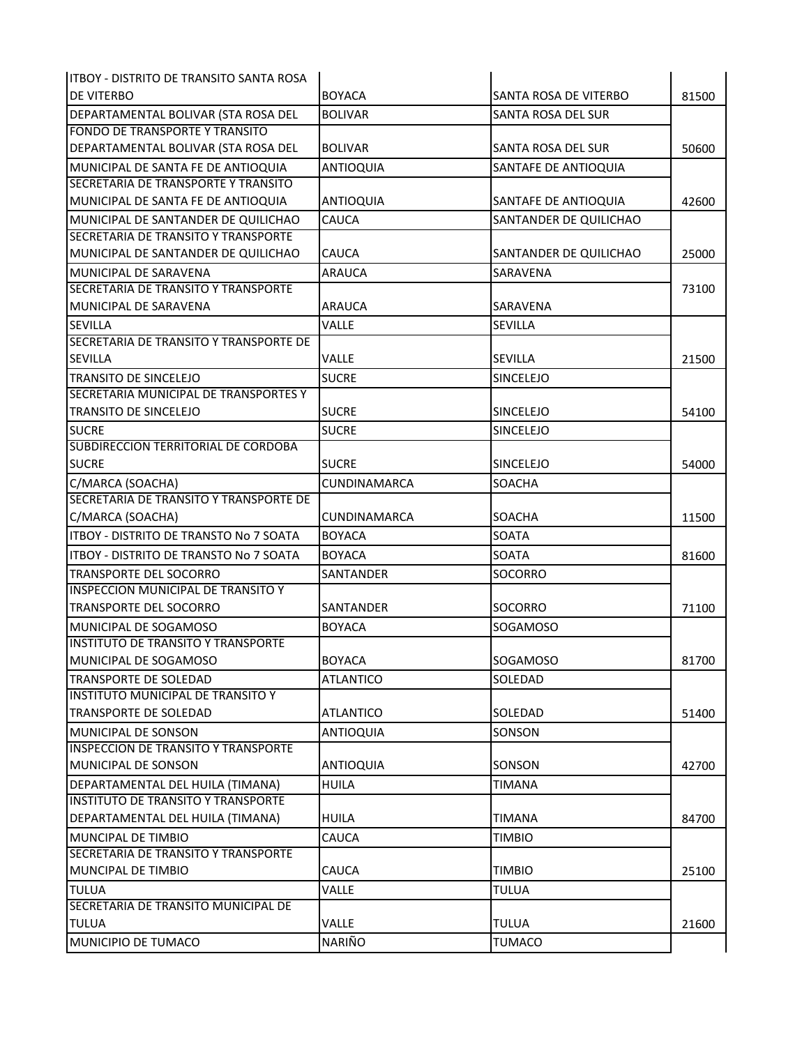| | | | |
|---|---|---|---|
| ITBOY - DISTRITO DE TRANSITO SANTA ROSA DE VITERBO | BOYACA | SANTA ROSA DE VITERBO | 81500 |
| DEPARTAMENTAL BOLIVAR (STA ROSA DEL | BOLIVAR | SANTA ROSA DEL SUR | |
| FONDO DE TRANSPORTE Y TRANSITO DEPARTAMENTAL BOLIVAR (STA ROSA DEL | BOLIVAR | SANTA ROSA DEL SUR | 50600 |
| MUNICIPAL DE SANTA FE DE ANTIOQUIA | ANTIOQUIA | SANTAFE DE ANTIOQUIA | |
| SECRETARIA DE TRANSPORTE Y TRANSITO MUNICIPAL DE SANTA FE DE ANTIOQUIA | ANTIOQUIA | SANTAFE DE ANTIOQUIA | 42600 |
| MUNICIPAL DE SANTANDER DE QUILICHAO | CAUCA | SANTANDER DE QUILICHAO | |
| SECRETARIA DE TRANSITO Y TRANSPORTE MUNICIPAL DE SANTANDER DE QUILICHAO | CAUCA | SANTANDER DE QUILICHAO | 25000 |
| MUNICIPAL DE SARAVENA | ARAUCA | SARAVENA | |
| SECRETARIA DE TRANSITO Y TRANSPORTE MUNICIPAL DE SARAVENA | ARAUCA | SARAVENA | 73100 |
| SEVILLA | VALLE | SEVILLA | |
| SECRETARIA DE TRANSITO Y TRANSPORTE DE SEVILLA | VALLE | SEVILLA | 21500 |
| TRANSITO DE SINCELEJO | SUCRE | SINCELEJO | |
| SECRETARIA MUNICIPAL DE TRANSPORTES Y TRANSITO DE SINCELEJO | SUCRE | SINCELEJO | 54100 |
| SUCRE | SUCRE | SINCELEJO | |
| SUBDIRECCION TERRITORIAL DE CORDOBA SUCRE | SUCRE | SINCELEJO | 54000 |
| C/MARCA (SOACHA) | CUNDINAMARCA | SOACHA | |
| SECRETARIA DE TRANSITO Y TRANSPORTE DE C/MARCA (SOACHA) | CUNDINAMARCA | SOACHA | 11500 |
| ITBOY - DISTRITO DE TRANSTO No 7 SOATA | BOYACA | SOATA | |
| ITBOY - DISTRITO DE TRANSTO No 7 SOATA | BOYACA | SOATA | 81600 |
| TRANSPORTE DEL SOCORRO | SANTANDER | SOCORRO | |
| INSPECCION MUNICIPAL DE TRANSITO Y TRANSPORTE DEL SOCORRO | SANTANDER | SOCORRO | 71100 |
| MUNICIPAL DE SOGAMOSO | BOYACA | SOGAMOSO | |
| INSTITUTO DE TRANSITO Y TRANSPORTE MUNICIPAL DE SOGAMOSO | BOYACA | SOGAMOSO | 81700 |
| TRANSPORTE DE SOLEDAD | ATLANTICO | SOLEDAD | |
| INSTITUTO MUNICIPAL DE TRANSITO Y TRANSPORTE DE SOLEDAD | ATLANTICO | SOLEDAD | 51400 |
| MUNICIPAL DE SONSON | ANTIOQUIA | SONSON | |
| INSPECCION DE TRANSITO Y TRANSPORTE MUNICIPAL DE SONSON | ANTIOQUIA | SONSON | 42700 |
| DEPARTAMENTAL DEL HUILA (TIMANA) | HUILA | TIMANA | |
| INSTITUTO DE TRANSITO Y TRANSPORTE DEPARTAMENTAL DEL HUILA (TIMANA) | HUILA | TIMANA | 84700 |
| MUNCIPAL DE TIMBIO | CAUCA | TIMBIO | |
| SECRETARIA DE TRANSITO Y TRANSPORTE MUNCIPAL DE TIMBIO | CAUCA | TIMBIO | 25100 |
| TULUA | VALLE | TULUA | |
| SECRETARIA DE TRANSITO MUNICIPAL DE TULUA | VALLE | TULUA | 21600 |
| MUNICIPIO DE TUMACO | NARIÑO | TUMACO | |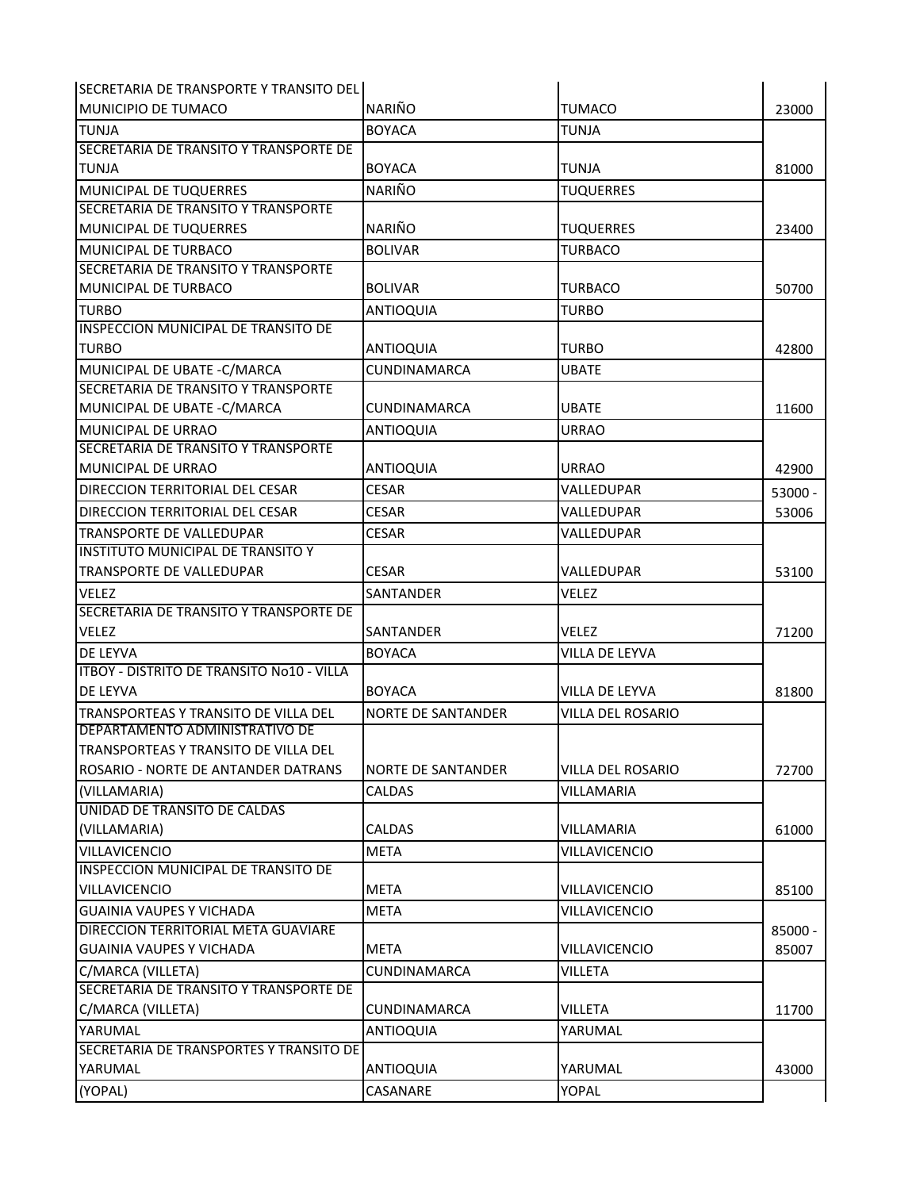| | | | |
|---|---|---|---|
| SECRETARIA DE TRANSPORTE Y TRANSITO DEL MUNICIPIO DE TUMACO | NARIÑO | TUMACO | 23000 |
| TUNJA | BOYACA | TUNJA | |
| SECRETARIA DE TRANSITO Y TRANSPORTE DE TUNJA | BOYACA | TUNJA | 81000 |
| MUNICIPAL DE TUQUERRES | NARIÑO | TUQUERRES | |
| SECRETARIA DE TRANSITO Y TRANSPORTE MUNICIPAL DE TUQUERRES | NARIÑO | TUQUERRES | 23400 |
| MUNICIPAL DE TURBACO | BOLIVAR | TURBACO | |
| SECRETARIA DE TRANSITO Y TRANSPORTE MUNICIPAL DE TURBACO | BOLIVAR | TURBACO | 50700 |
| TURBO | ANTIOQUIA | TURBO | |
| INSPECCION MUNICIPAL DE TRANSITO DE TURBO | ANTIOQUIA | TURBO | 42800 |
| MUNICIPAL DE UBATE -C/MARCA | CUNDINAMARCA | UBATE | |
| SECRETARIA DE TRANSITO Y TRANSPORTE MUNICIPAL DE UBATE -C/MARCA | CUNDINAMARCA | UBATE | 11600 |
| MUNICIPAL DE URRAO | ANTIOQUIA | URRAO | |
| SECRETARIA DE TRANSITO Y TRANSPORTE MUNICIPAL DE URRAO | ANTIOQUIA | URRAO | 42900 |
| DIRECCION TERRITORIAL DEL CESAR | CESAR | VALLEDUPAR | 53000 - |
| DIRECCION TERRITORIAL DEL CESAR | CESAR | VALLEDUPAR | 53006 |
| TRANSPORTE DE VALLEDUPAR | CESAR | VALLEDUPAR | |
| INSTITUTO MUNICIPAL DE TRANSITO Y TRANSPORTE DE VALLEDUPAR | CESAR | VALLEDUPAR | 53100 |
| VELEZ | SANTANDER | VELEZ | |
| SECRETARIA DE TRANSITO Y TRANSPORTE DE VELEZ | SANTANDER | VELEZ | 71200 |
| DE LEYVA | BOYACA | VILLA DE LEYVA | |
| ITBOY - DISTRITO DE TRANSITO No10 - VILLA DE LEYVA | BOYACA | VILLA DE LEYVA | 81800 |
| TRANSPORTEAS Y TRANSITO DE VILLA DEL | NORTE DE SANTANDER | VILLA DEL ROSARIO | |
| DEPARTAMENTO ADMINISTRATIVO DE TRANSPORTEAS Y TRANSITO DE VILLA DEL ROSARIO - NORTE DE ANTANDER DATRANS | NORTE DE SANTANDER | VILLA DEL ROSARIO | 72700 |
| (VILLAMARIA) | CALDAS | VILLAMARIA | |
| UNIDAD DE TRANSITO DE CALDAS (VILLAMARIA) | CALDAS | VILLAMARIA | 61000 |
| VILLAVICENCIO | META | VILLAVICENCIO | |
| INSPECCION MUNICIPAL DE TRANSITO DE VILLAVICENCIO | META | VILLAVICENCIO | 85100 |
| GUAINIA VAUPES Y VICHADA | META | VILLAVICENCIO | |
| DIRECCION TERRITORIAL META GUAVIARE GUAINIA VAUPES Y VICHADA | META | VILLAVICENCIO | 85000 - 85007 |
| C/MARCA (VILLETA) | CUNDINAMARCA | VILLETA | |
| SECRETARIA DE TRANSITO Y TRANSPORTE DE C/MARCA (VILLETA) | CUNDINAMARCA | VILLETA | 11700 |
| YARUMAL | ANTIOQUIA | YARUMAL | |
| SECRETARIA DE TRANSPORTES Y TRANSITO DE YARUMAL | ANTIOQUIA | YARUMAL | 43000 |
| (YOPAL) | CASANARE | YOPAL | |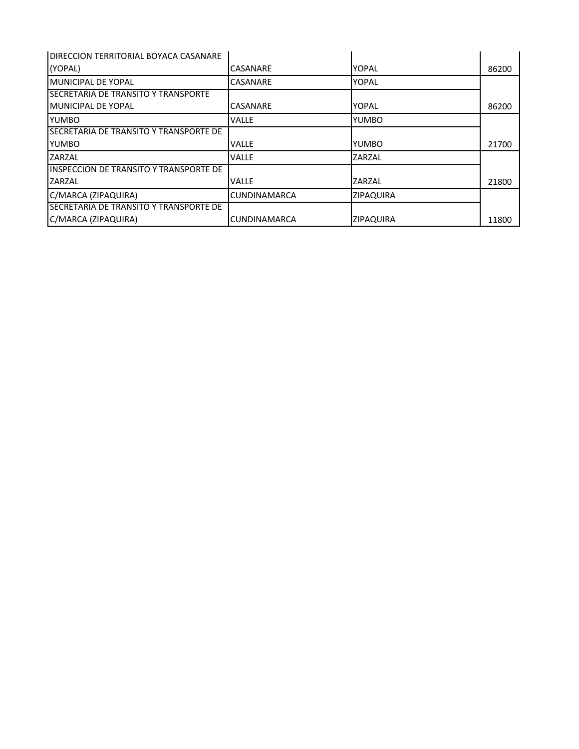| | | | |
|---|---|---|---|
| DIRECCION TERRITORIAL BOYACA CASANARE (YOPAL) | CASANARE | YOPAL | 86200 |
| MUNICIPAL DE YOPAL | CASANARE | YOPAL | |
| SECRETARIA DE TRANSITO Y TRANSPORTE MUNICIPAL DE YOPAL | CASANARE | YOPAL | 86200 |
| YUMBO | VALLE | YUMBO | |
| SECRETARIA DE TRANSITO Y TRANSPORTE DE YUMBO | VALLE | YUMBO | 21700 |
| ZARZAL | VALLE | ZARZAL | |
| INSPECCION DE TRANSITO Y TRANSPORTE DE ZARZAL | VALLE | ZARZAL | 21800 |
| C/MARCA (ZIPAQUIRA) | CUNDINAMARCA | ZIPAQUIRA | |
| SECRETARIA DE TRANSITO Y TRANSPORTE DE C/MARCA (ZIPAQUIRA) | CUNDINAMARCA | ZIPAQUIRA | 11800 |